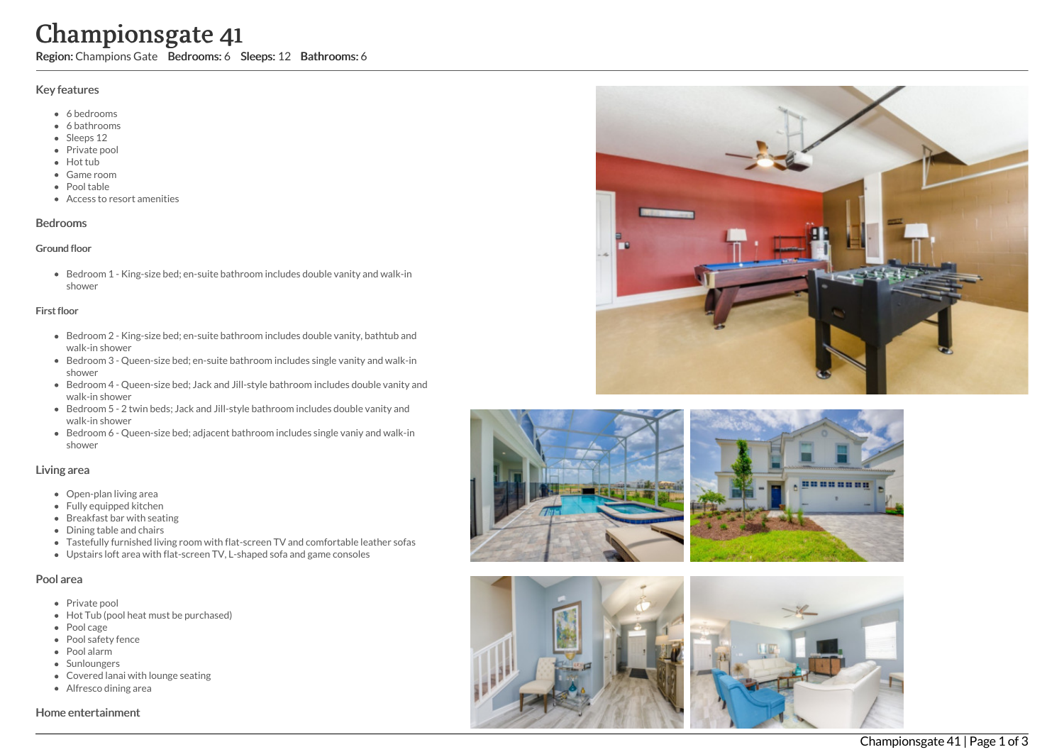# Championsgate 41

**Region:** Champions Gate **Bedrooms:** 6 **Sleeps:** 12 **Bathrooms:** 6

## Key features

- 6 bedrooms
- 6 bathrooms
- Sleeps 12
- Private pool
- Hot tub
- Game room
- Pool table
- Access to resort amenities

## Bedrooms

### Ground floor

- Bedroom 1 - King-size bed; en-suite bathroom includes double vanity and walk-in shower

### First floor

- Bedroom 2 - King-size bed; en-suite bathroom includes double vanity, bathtub and walk-in shower
- Bedroom 3 - Queen-size bed; en-suite bathroom includes single vanity and walk-in shower
- Bedroom 4 - Queen-size bed; Jack and Jill-style bathroom includes double vanity and walk-in shower
- Bedroom 5 - 2 twin beds; Jack and Jill-style bathroom includes double vanity and walk-in shower
- Bedroom 6 - Queen-size bed; adjacent bathroom includes single vaniy and walk-in shower

## Living area

- Open-plan living area
- Fully equipped kitchen
- Breakfast bar with seating
- Dining table and chairs
- Tastefully furnished living room with flat-screen TV and comfortable leather sofas
- Upstairs loft area with flat-screen TV, L-shaped sofa and game consoles

## Pool area

- Private pool
- Hot Tub (pool heat must be purchased)
- Pool cage
- Pool safety fence
- Pool alarm
- Sunloungers
- Covered lanai with lounge seating
- Alfresco dining area

## Home entertainment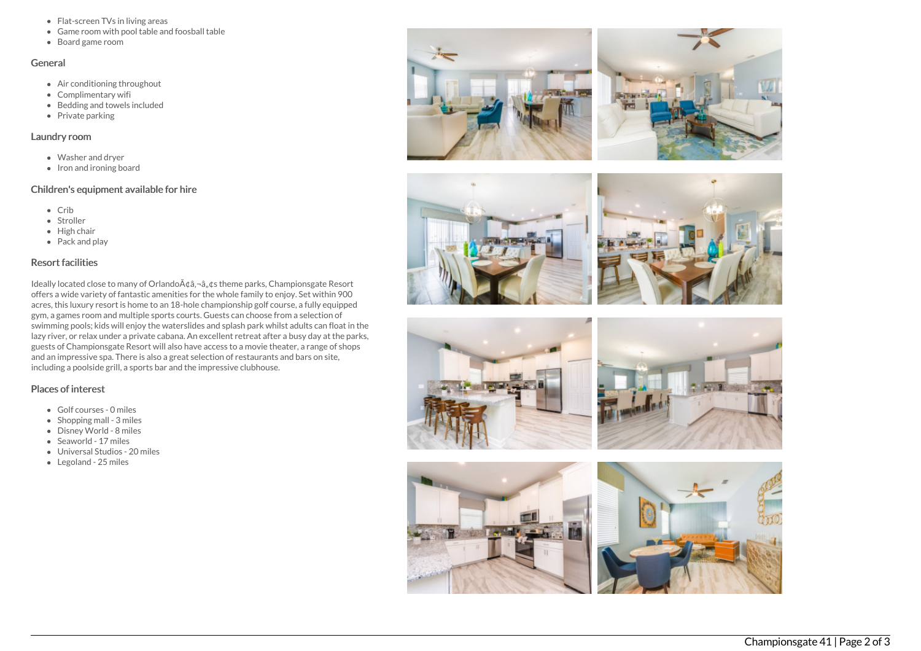- Flat-screen TVs in living areas
- Game room with pool table and foosball table
- Board game room

## General

- Air conditioning throughout
- Complimentary wifi
- Bedding and towels included
- Private parking

## Laundry room

- Washer and dryer
- Iron and ironing board

## Children's equipment available for hire

- Crib
- Stroller
- High chair
- Pack and play

## Resort facilities

Ideally located close to many of OrlandoÃ¢â‚¬â„¢s theme parks, Championsgate Resort offers a wide variety of fantastic amenities for the whole family to enjoy. Set within 900 acres, this luxury resort is home to an 18-hole championship golf course, a fully equipped gym, a games room and multiple sports courts. Guests can choose from a selection of swimming pools; kids will enjoy the waterslides and splash park whilst adults can float in the lazy river, or relax under a private cabana. An excellent retreat after a busy day at the parks, guests of Championsgate Resort will also have access to a movie theater, a range of shops and an impressive spa. There is also a great selection of restaurants and bars on site, including a poolside grill, a sports bar and the impressive clubhouse.

## Places of interest

- Golf courses - 0 miles
- Shopping mall - 3 miles
- Disney World - 8 miles
- Seaworld - 17 miles
- Universal Studios - 20 miles
- Legoland - 25 miles